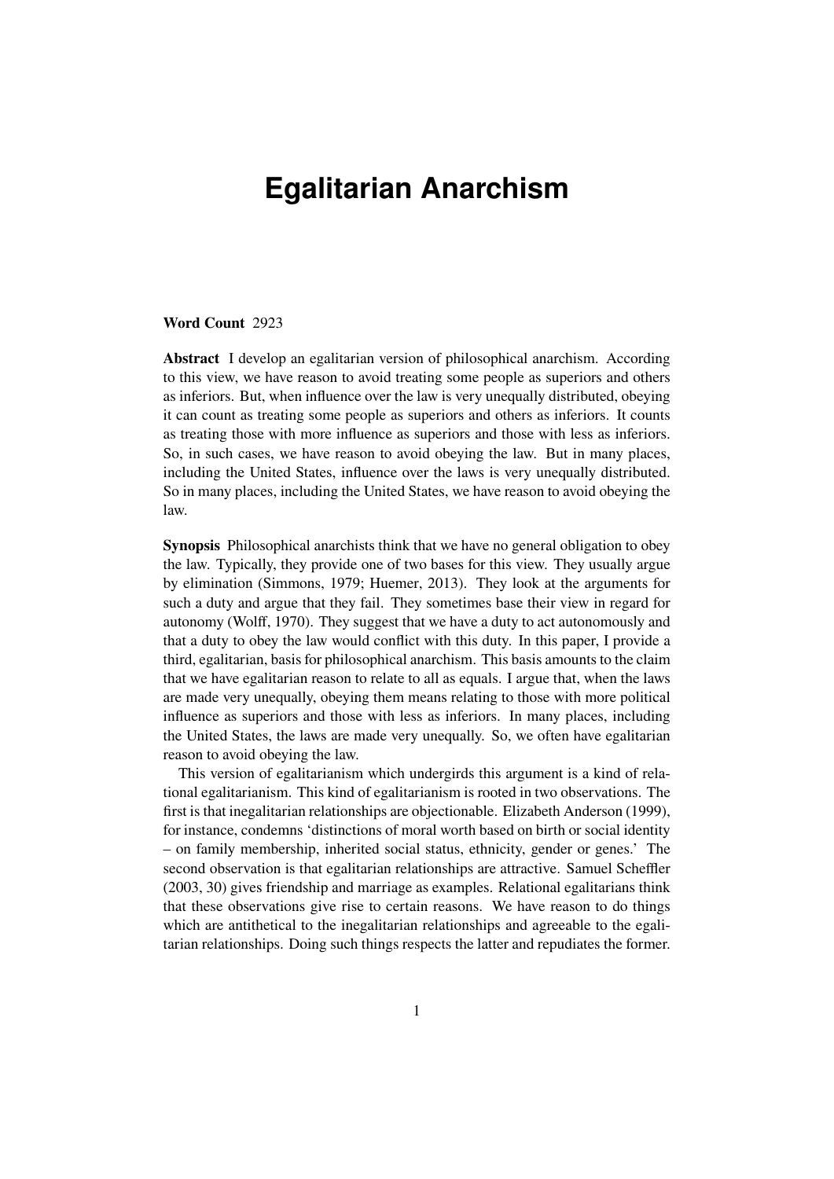# Egalitarian Anarchism

**Word Count** 2923

**Abstract** I develop an egalitarian version of philosophical anarchism. According to this view, we have reason to avoid treating some people as superiors and others as inferiors. But, when influence over the law is very unequally distributed, obeying it can count as treating some people as superiors and others as inferiors. It counts as treating those with more influence as superiors and those with less as inferiors. So, in such cases, we have reason to avoid obeying the law. But in many places, including the United States, influence over the laws is very unequally distributed. So in many places, including the United States, we have reason to avoid obeying the law.

**Synopsis** Philosophical anarchists think that we have no general obligation to obey the law. Typically, they provide one of two bases for this view. They usually argue by elimination (Simmons, 1979; Huemer, 2013). They look at the arguments for such a duty and argue that they fail. They sometimes base their view in regard for autonomy (Wolff, 1970). They suggest that we have a duty to act autonomously and that a duty to obey the law would conflict with this duty. In this paper, I provide a third, egalitarian, basis for philosophical anarchism. This basis amounts to the claim that we have egalitarian reason to relate to all as equals. I argue that, when the laws are made very unequally, obeying them means relating to those with more political influence as superiors and those with less as inferiors. In many places, including the United States, the laws are made very unequally. So, we often have egalitarian reason to avoid obeying the law.

This version of egalitarianism which undergirds this argument is a kind of relational egalitarianism. This kind of egalitarianism is rooted in two observations. The first is that inegalitarian relationships are objectionable. Elizabeth Anderson (1999), for instance, condemns 'distinctions of moral worth based on birth or social identity – on family membership, inherited social status, ethnicity, gender or genes.' The second observation is that egalitarian relationships are attractive. Samuel Scheffler (2003, 30) gives friendship and marriage as examples. Relational egalitarians think that these observations give rise to certain reasons. We have reason to do things which are antithetical to the inegalitarian relationships and agreeable to the egalitarian relationships. Doing such things respects the latter and repudiates the former.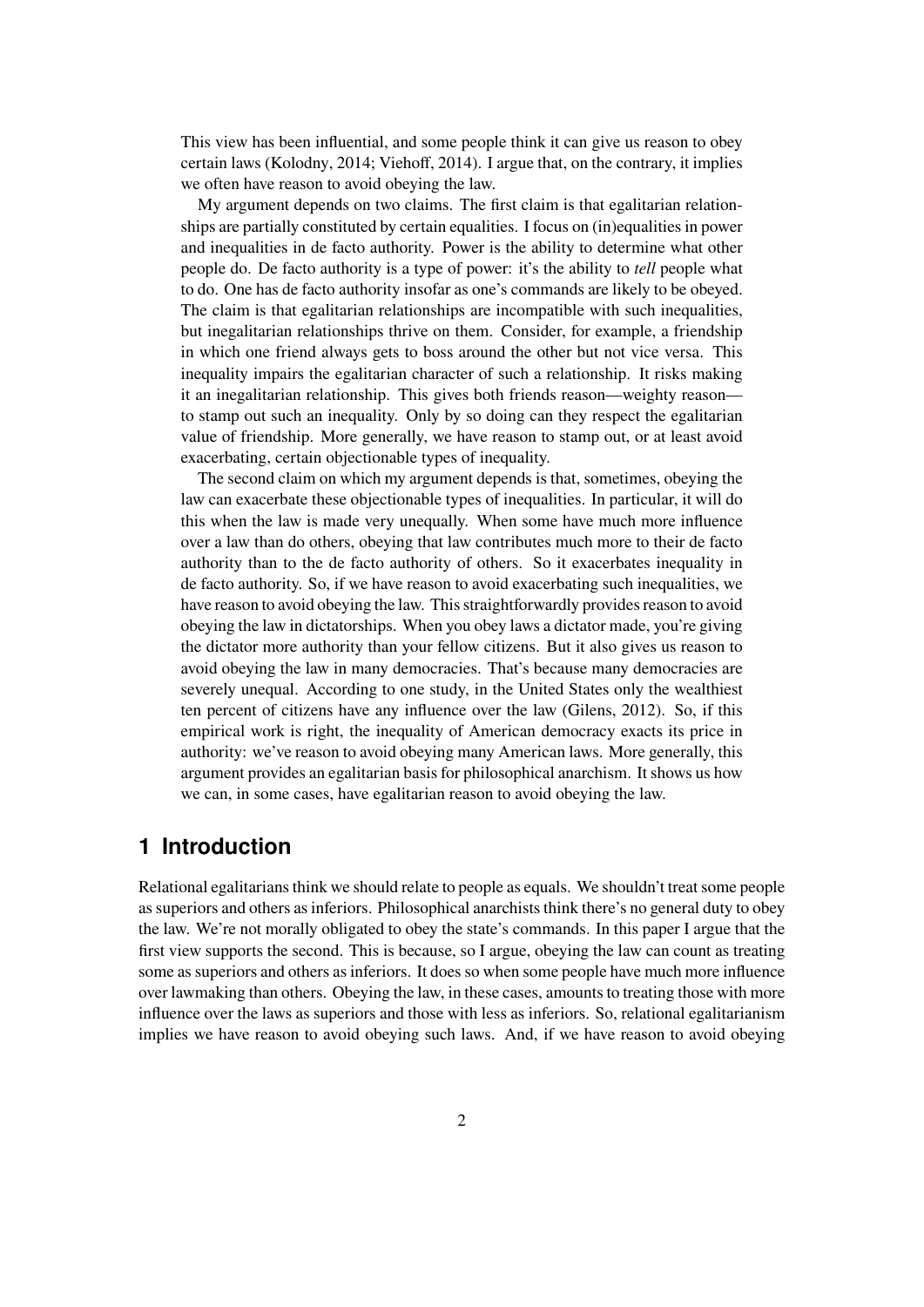This view has been influential, and some people think it can give us reason to obey certain laws (Kolodny, 2014; Viehoff, 2014). I argue that, on the contrary, it implies we often have reason to avoid obeying the law.

My argument depends on two claims. The first claim is that egalitarian relationships are partially constituted by certain equalities. I focus on (in)equalities in power and inequalities in de facto authority. Power is the ability to determine what other people do. De facto authority is a type of power: it's the ability to *tell* people what to do. One has de facto authority insofar as one's commands are likely to be obeyed. The claim is that egalitarian relationships are incompatible with such inequalities, but inegalitarian relationships thrive on them. Consider, for example, a friendship in which one friend always gets to boss around the other but not vice versa. This inequality impairs the egalitarian character of such a relationship. It risks making it an inegalitarian relationship. This gives both friends reason—weighty reason—to stamp out such an inequality. Only by so doing can they respect the egalitarian value of friendship. More generally, we have reason to stamp out, or at least avoid exacerbating, certain objectionable types of inequality.

The second claim on which my argument depends is that, sometimes, obeying the law can exacerbate these objectionable types of inequalities. In particular, it will do this when the law is made very unequally. When some have much more influence over a law than do others, obeying that law contributes much more to their de facto authority than to the de facto authority of others. So it exacerbates inequality in de facto authority. So, if we have reason to avoid exacerbating such inequalities, we have reason to avoid obeying the law. This straightforwardly provides reason to avoid obeying the law in dictatorships. When you obey laws a dictator made, you're giving the dictator more authority than your fellow citizens. But it also gives us reason to avoid obeying the law in many democracies. That's because many democracies are severely unequal. According to one study, in the United States only the wealthiest ten percent of citizens have any influence over the law (Gilens, 2012). So, if this empirical work is right, the inequality of American democracy exacts its price in authority: we've reason to avoid obeying many American laws. More generally, this argument provides an egalitarian basis for philosophical anarchism. It shows us how we can, in some cases, have egalitarian reason to avoid obeying the law.

## 1 Introduction

Relational egalitarians think we should relate to people as equals. We shouldn't treat some people as superiors and others as inferiors. Philosophical anarchists think there's no general duty to obey the law. We're not morally obligated to obey the state's commands. In this paper I argue that the first view supports the second. This is because, so I argue, obeying the law can count as treating some as superiors and others as inferiors. It does so when some people have much more influence over lawmaking than others. Obeying the law, in these cases, amounts to treating those with more influence over the laws as superiors and those with less as inferiors. So, relational egalitarianism implies we have reason to avoid obeying such laws. And, if we have reason to avoid obeying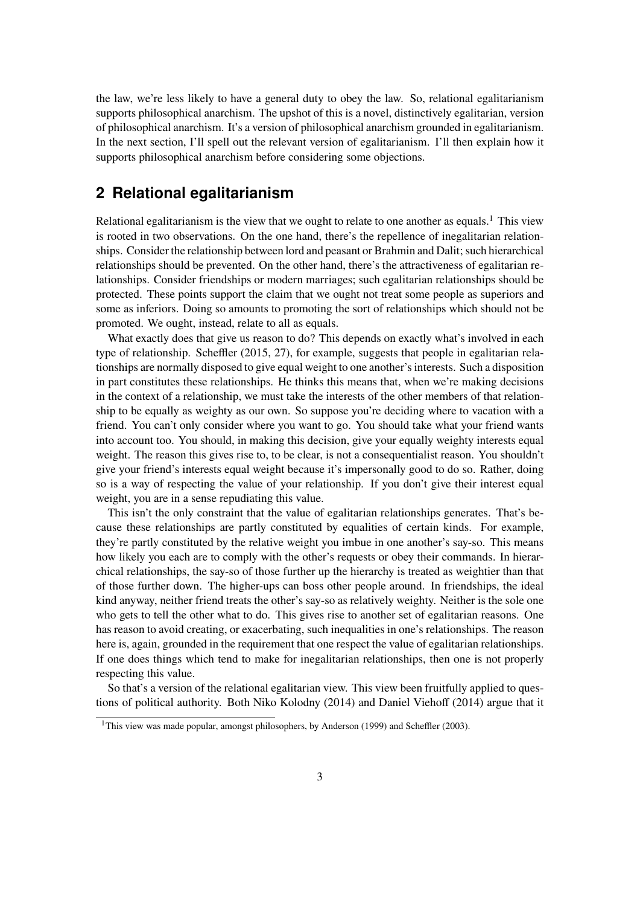the law, we're less likely to have a general duty to obey the law. So, relational egalitarianism supports philosophical anarchism. The upshot of this is a novel, distinctively egalitarian, version of philosophical anarchism. It's a version of philosophical anarchism grounded in egalitarianism. In the next section, I'll spell out the relevant version of egalitarianism. I'll then explain how it supports philosophical anarchism before considering some objections.

## 2 Relational egalitarianism

Relational egalitarianism is the view that we ought to relate to one another as equals.[1] This view is rooted in two observations. On the one hand, there's the repellence of inegalitarian relationships. Consider the relationship between lord and peasant or Brahmin and Dalit; such hierarchical relationships should be prevented. On the other hand, there's the attractiveness of egalitarian relationships. Consider friendships or modern marriages; such egalitarian relationships should be protected. These points support the claim that we ought not treat some people as superiors and some as inferiors. Doing so amounts to promoting the sort of relationships which should not be promoted. We ought, instead, relate to all as equals.

What exactly does that give us reason to do? This depends on exactly what's involved in each type of relationship. Scheffler (2015, 27), for example, suggests that people in egalitarian relationships are normally disposed to give equal weight to one another's interests. Such a disposition in part constitutes these relationships. He thinks this means that, when we're making decisions in the context of a relationship, we must take the interests of the other members of that relationship to be equally as weighty as our own. So suppose you're deciding where to vacation with a friend. You can't only consider where you want to go. You should take what your friend wants into account too. You should, in making this decision, give your equally weighty interests equal weight. The reason this gives rise to, to be clear, is not a consequentialist reason. You shouldn't give your friend's interests equal weight because it's impersonally good to do so. Rather, doing so is a way of respecting the value of your relationship. If you don't give their interest equal weight, you are in a sense repudiating this value.

This isn't the only constraint that the value of egalitarian relationships generates. That's because these relationships are partly constituted by equalities of certain kinds. For example, they're partly constituted by the relative weight you imbue in one another's say-so. This means how likely you each are to comply with the other's requests or obey their commands. In hierarchical relationships, the say-so of those further up the hierarchy is treated as weightier than that of those further down. The higher-ups can boss other people around. In friendships, the ideal kind anyway, neither friend treats the other's say-so as relatively weighty. Neither is the sole one who gets to tell the other what to do. This gives rise to another set of egalitarian reasons. One has reason to avoid creating, or exacerbating, such inequalities in one's relationships. The reason here is, again, grounded in the requirement that one respect the value of egalitarian relationships. If one does things which tend to make for inegalitarian relationships, then one is not properly respecting this value.

So that's a version of the relational egalitarian view. This view been fruitfully applied to questions of political authority. Both Niko Kolodny (2014) and Daniel Viehoff (2014) argue that it

[1] This view was made popular, amongst philosophers, by Anderson (1999) and Scheffler (2003).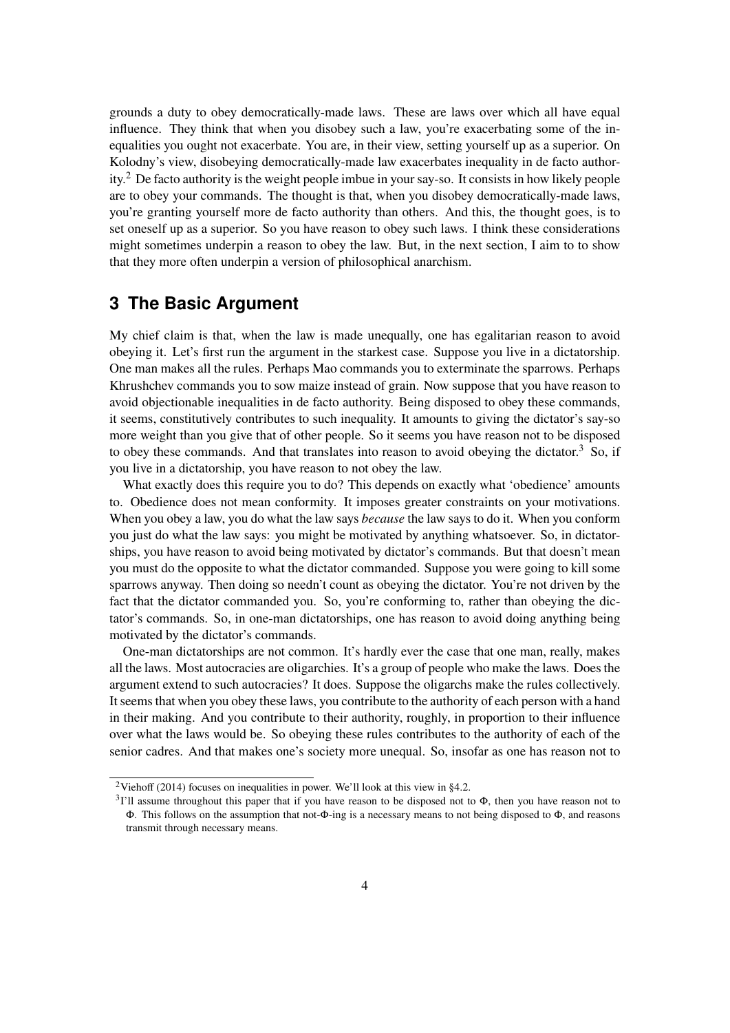grounds a duty to obey democratically-made laws. These are laws over which all have equal influence. They think that when you disobey such a law, you're exacerbating some of the inequalities you ought not exacerbate. You are, in their view, setting yourself up as a superior. On Kolodny's view, disobeying democratically-made law exacerbates inequality in de facto authority.[2] De facto authority is the weight people imbue in your say-so. It consists in how likely people are to obey your commands. The thought is that, when you disobey democratically-made laws, you're granting yourself more de facto authority than others. And this, the thought goes, is to set oneself up as a superior. So you have reason to obey such laws. I think these considerations might sometimes underpin a reason to obey the law. But, in the next section, I aim to to show that they more often underpin a version of philosophical anarchism.

## 3 The Basic Argument

My chief claim is that, when the law is made unequally, one has egalitarian reason to avoid obeying it. Let's first run the argument in the starkest case. Suppose you live in a dictatorship. One man makes all the rules. Perhaps Mao commands you to exterminate the sparrows. Perhaps Khrushchev commands you to sow maize instead of grain. Now suppose that you have reason to avoid objectionable inequalities in de facto authority. Being disposed to obey these commands, it seems, constitutively contributes to such inequality. It amounts to giving the dictator's say-so more weight than you give that of other people. So it seems you have reason not to be disposed to obey these commands. And that translates into reason to avoid obeying the dictator.[3] So, if you live in a dictatorship, you have reason to not obey the law.

What exactly does this require you to do? This depends on exactly what 'obedience' amounts to. Obedience does not mean conformity. It imposes greater constraints on your motivations. When you obey a law, you do what the law says *because* the law says to do it. When you conform you just do what the law says: you might be motivated by anything whatsoever. So, in dictatorships, you have reason to avoid being motivated by dictator's commands. But that doesn't mean you must do the opposite to what the dictator commanded. Suppose you were going to kill some sparrows anyway. Then doing so needn't count as obeying the dictator. You're not driven by the fact that the dictator commanded you. So, you're conforming to, rather than obeying the dictator's commands. So, in one-man dictatorships, one has reason to avoid doing anything being motivated by the dictator's commands.

One-man dictatorships are not common. It's hardly ever the case that one man, really, makes all the laws. Most autocracies are oligarchies. It's a group of people who make the laws. Does the argument extend to such autocracies? It does. Suppose the oligarchs make the rules collectively. It seems that when you obey these laws, you contribute to the authority of each person with a hand in their making. And you contribute to their authority, roughly, in proportion to their influence over what the laws would be. So obeying these rules contributes to the authority of each of the senior cadres. And that makes one's society more unequal. So, insofar as one has reason not to

[2] Viehoff (2014) focuses on inequalities in power. We'll look at this view in §4.2.

[3] I'll assume throughout this paper that if you have reason to be disposed not to $\Phi$, then you have reason not to $\Phi$. This follows on the assumption that not-$\Phi$-ing is a necessary means to not being disposed to $\Phi$, and reasons transmit through necessary means.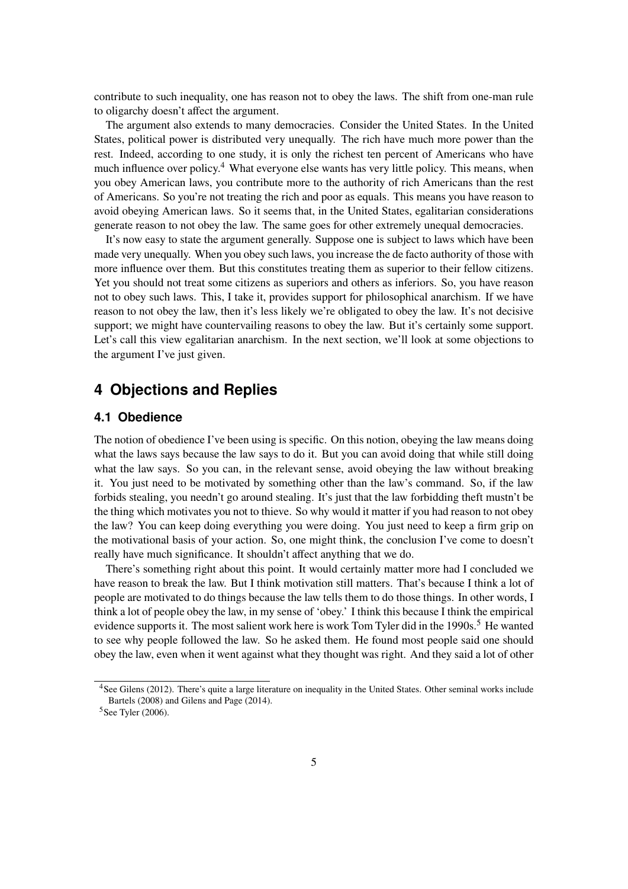contribute to such inequality, one has reason not to obey the laws. The shift from one-man rule to oligarchy doesn't affect the argument.

The argument also extends to many democracies. Consider the United States. In the United States, political power is distributed very unequally. The rich have much more power than the rest. Indeed, according to one study, it is only the richest ten percent of Americans who have much influence over policy.[4] What everyone else wants has very little policy. This means, when you obey American laws, you contribute more to the authority of rich Americans than the rest of Americans. So you're not treating the rich and poor as equals. This means you have reason to avoid obeying American laws. So it seems that, in the United States, egalitarian considerations generate reason to not obey the law. The same goes for other extremely unequal democracies.

It's now easy to state the argument generally. Suppose one is subject to laws which have been made very unequally. When you obey such laws, you increase the de facto authority of those with more influence over them. But this constitutes treating them as superior to their fellow citizens. Yet you should not treat some citizens as superiors and others as inferiors. So, you have reason not to obey such laws. This, I take it, provides support for philosophical anarchism. If we have reason to not obey the law, then it's less likely we're obligated to obey the law. It's not decisive support; we might have countervailing reasons to obey the law. But it's certainly some support. Let's call this view egalitarian anarchism. In the next section, we'll look at some objections to the argument I've just given.

## 4 Objections and Replies

### 4.1 Obedience

The notion of obedience I've been using is specific. On this notion, obeying the law means doing what the laws says because the law says to do it. But you can avoid doing that while still doing what the law says. So you can, in the relevant sense, avoid obeying the law without breaking it. You just need to be motivated by something other than the law's command. So, if the law forbids stealing, you needn't go around stealing. It's just that the law forbidding theft mustn't be the thing which motivates you not to thieve. So why would it matter if you had reason to not obey the law? You can keep doing everything you were doing. You just need to keep a firm grip on the motivational basis of your action. So, one might think, the conclusion I've come to doesn't really have much significance. It shouldn't affect anything that we do.

There's something right about this point. It would certainly matter more had I concluded we have reason to break the law. But I think motivation still matters. That's because I think a lot of people are motivated to do things because the law tells them to do those things. In other words, I think a lot of people obey the law, in my sense of 'obey.' I think this because I think the empirical evidence supports it. The most salient work here is work Tom Tyler did in the 1990s.[5] He wanted to see why people followed the law. So he asked them. He found most people said one should obey the law, even when it went against what they thought was right. And they said a lot of other

[4] See Gilens (2012). There's quite a large literature on inequality in the United States. Other seminal works include Bartels (2008) and Gilens and Page (2014).

[5] See Tyler (2006).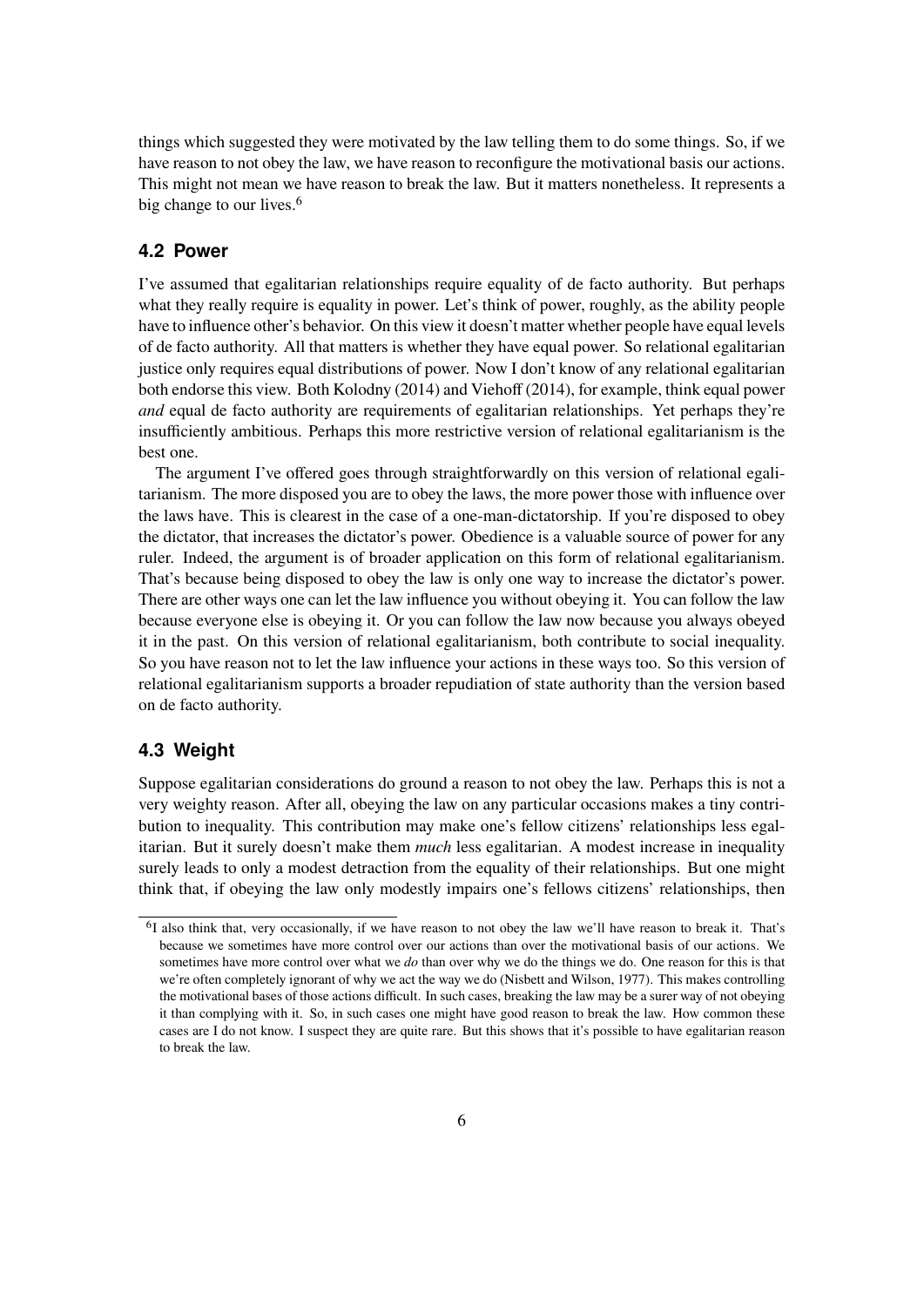things which suggested they were motivated by the law telling them to do some things. So, if we have reason to not obey the law, we have reason to reconfigure the motivational basis our actions. This might not mean we have reason to break the law. But it matters nonetheless. It represents a big change to our lives.[6]

## 4.2 Power

I've assumed that egalitarian relationships require equality of de facto authority. But perhaps what they really require is equality in power. Let's think of power, roughly, as the ability people have to influence other's behavior. On this view it doesn't matter whether people have equal levels of de facto authority. All that matters is whether they have equal power. So relational egalitarian justice only requires equal distributions of power. Now I don't know of any relational egalitarian both endorse this view. Both Kolodny (2014) and Viehoff (2014), for example, think equal power *and* equal de facto authority are requirements of egalitarian relationships. Yet perhaps they're insufficiently ambitious. Perhaps this more restrictive version of relational egalitarianism is the best one.

The argument I've offered goes through straightforwardly on this version of relational egalitarianism. The more disposed you are to obey the laws, the more power those with influence over the laws have. This is clearest in the case of a one-man-dictatorship. If you're disposed to obey the dictator, that increases the dictator's power. Obedience is a valuable source of power for any ruler. Indeed, the argument is of broader application on this form of relational egalitarianism. That's because being disposed to obey the law is only one way to increase the dictator's power. There are other ways one can let the law influence you without obeying it. You can follow the law because everyone else is obeying it. Or you can follow the law now because you always obeyed it in the past. On this version of relational egalitarianism, both contribute to social inequality. So you have reason not to let the law influence your actions in these ways too. So this version of relational egalitarianism supports a broader repudiation of state authority than the version based on de facto authority.

## 4.3 Weight

Suppose egalitarian considerations do ground a reason to not obey the law. Perhaps this is not a very weighty reason. After all, obeying the law on any particular occasions makes a tiny contribution to inequality. This contribution may make one's fellow citizens' relationships less egalitarian. But it surely doesn't make them *much* less egalitarian. A modest increase in inequality surely leads to only a modest detraction from the equality of their relationships. But one might think that, if obeying the law only modestly impairs one's fellows citizens' relationships, then

[6] I also think that, very occasionally, if we have reason to not obey the law we'll have reason to break it. That's because we sometimes have more control over our actions than over the motivational basis of our actions. We sometimes have more control over what we *do* than over why we do the things we do. One reason for this is that we're often completely ignorant of why we act the way we do (Nisbett and Wilson, 1977). This makes controlling the motivational bases of those actions difficult. In such cases, breaking the law may be a surer way of not obeying it than complying with it. So, in such cases one might have good reason to break the law. How common these cases are I do not know. I suspect they are quite rare. But this shows that it's possible to have egalitarian reason to break the law.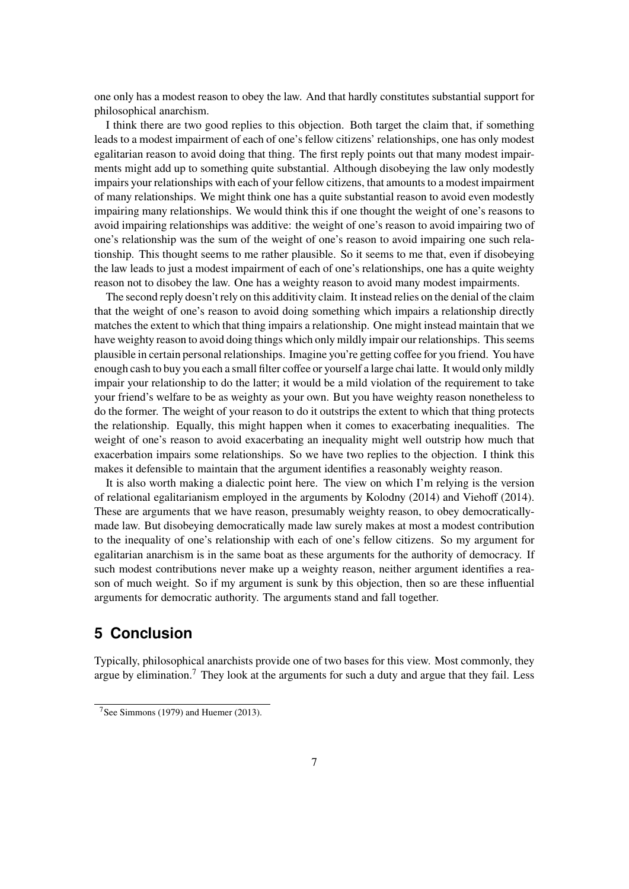one only has a modest reason to obey the law. And that hardly constitutes substantial support for philosophical anarchism.

I think there are two good replies to this objection. Both target the claim that, if something leads to a modest impairment of each of one's fellow citizens' relationships, one has only modest egalitarian reason to avoid doing that thing. The first reply points out that many modest impairments might add up to something quite substantial. Although disobeying the law only modestly impairs your relationships with each of your fellow citizens, that amounts to a modest impairment of many relationships. We might think one has a quite substantial reason to avoid even modestly impairing many relationships. We would think this if one thought the weight of one's reasons to avoid impairing relationships was additive: the weight of one's reason to avoid impairing two of one's relationship was the sum of the weight of one's reason to avoid impairing one such relationship. This thought seems to me rather plausible. So it seems to me that, even if disobeying the law leads to just a modest impairment of each of one's relationships, one has a quite weighty reason not to disobey the law. One has a weighty reason to avoid many modest impairments.

The second reply doesn't rely on this additivity claim. It instead relies on the denial of the claim that the weight of one's reason to avoid doing something which impairs a relationship directly matches the extent to which that thing impairs a relationship. One might instead maintain that we have weighty reason to avoid doing things which only mildly impair our relationships. This seems plausible in certain personal relationships. Imagine you're getting coffee for you friend. You have enough cash to buy you each a small filter coffee or yourself a large chai latte. It would only mildly impair your relationship to do the latter; it would be a mild violation of the requirement to take your friend's welfare to be as weighty as your own. But you have weighty reason nonetheless to do the former. The weight of your reason to do it outstrips the extent to which that thing protects the relationship. Equally, this might happen when it comes to exacerbating inequalities. The weight of one's reason to avoid exacerbating an inequality might well outstrip how much that exacerbation impairs some relationships. So we have two replies to the objection. I think this makes it defensible to maintain that the argument identifies a reasonably weighty reason.

It is also worth making a dialectic point here. The view on which I'm relying is the version of relational egalitarianism employed in the arguments by Kolodny (2014) and Viehoff (2014). These are arguments that we have reason, presumably weighty reason, to obey democratically-made law. But disobeying democratically made law surely makes at most a modest contribution to the inequality of one's relationship with each of one's fellow citizens. So my argument for egalitarian anarchism is in the same boat as these arguments for the authority of democracy. If such modest contributions never make up a weighty reason, neither argument identifies a reason of much weight. So if my argument is sunk by this objection, then so are these influential arguments for democratic authority. The arguments stand and fall together.

## 5 Conclusion

Typically, philosophical anarchists provide one of two bases for this view. Most commonly, they argue by elimination.[7] They look at the arguments for such a duty and argue that they fail. Less

[7] See Simmons (1979) and Huemer (2013).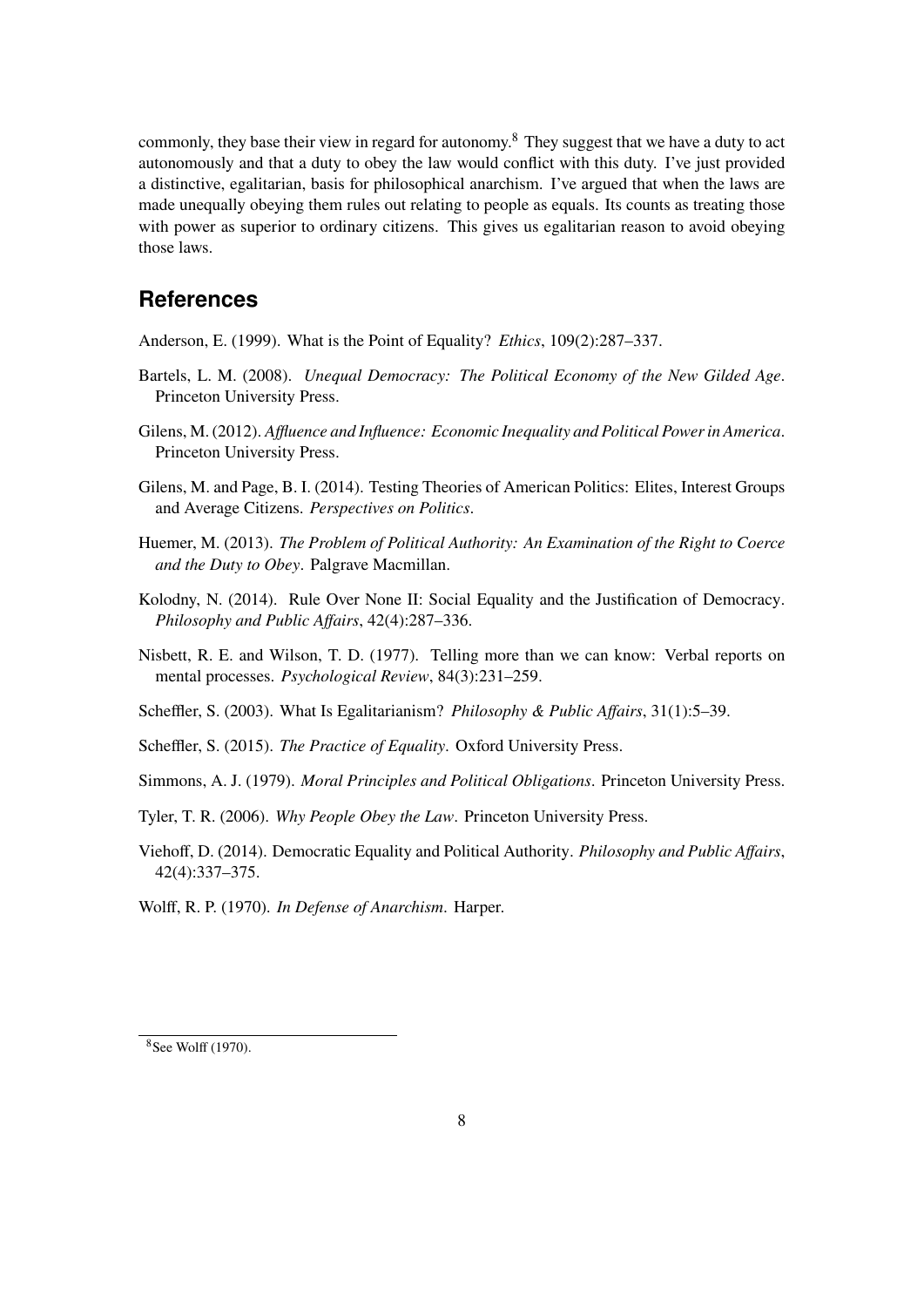commonly, they base their view in regard for autonomy.[8] They suggest that we have a duty to act autonomously and that a duty to obey the law would conflict with this duty. I've just provided a distinctive, egalitarian, basis for philosophical anarchism. I've argued that when the laws are made unequally obeying them rules out relating to people as equals. Its counts as treating those with power as superior to ordinary citizens. This gives us egalitarian reason to avoid obeying those laws.

## References

Anderson, E. (1999). What is the Point of Equality? *Ethics*, 109(2):287–337.

Bartels, L. M. (2008). *Unequal Democracy: The Political Economy of the New Gilded Age*. Princeton University Press.

Gilens, M. (2012). *Affluence and Influence: Economic Inequality and Political Power in America*. Princeton University Press.

Gilens, M. and Page, B. I. (2014). Testing Theories of American Politics: Elites, Interest Groups and Average Citizens. *Perspectives on Politics*.

Huemer, M. (2013). *The Problem of Political Authority: An Examination of the Right to Coerce and the Duty to Obey*. Palgrave Macmillan.

Kolodny, N. (2014). Rule Over None II: Social Equality and the Justification of Democracy. *Philosophy and Public Affairs*, 42(4):287–336.

Nisbett, R. E. and Wilson, T. D. (1977). Telling more than we can know: Verbal reports on mental processes. *Psychological Review*, 84(3):231–259.

Scheffler, S. (2003). What Is Egalitarianism? *Philosophy & Public Affairs*, 31(1):5–39.

Scheffler, S. (2015). *The Practice of Equality*. Oxford University Press.

Simmons, A. J. (1979). *Moral Principles and Political Obligations*. Princeton University Press.

Tyler, T. R. (2006). *Why People Obey the Law*. Princeton University Press.

Viehoff, D. (2014). Democratic Equality and Political Authority. *Philosophy and Public Affairs*, 42(4):337–375.

Wolff, R. P. (1970). *In Defense of Anarchism*. Harper.

[8] See Wolff (1970).